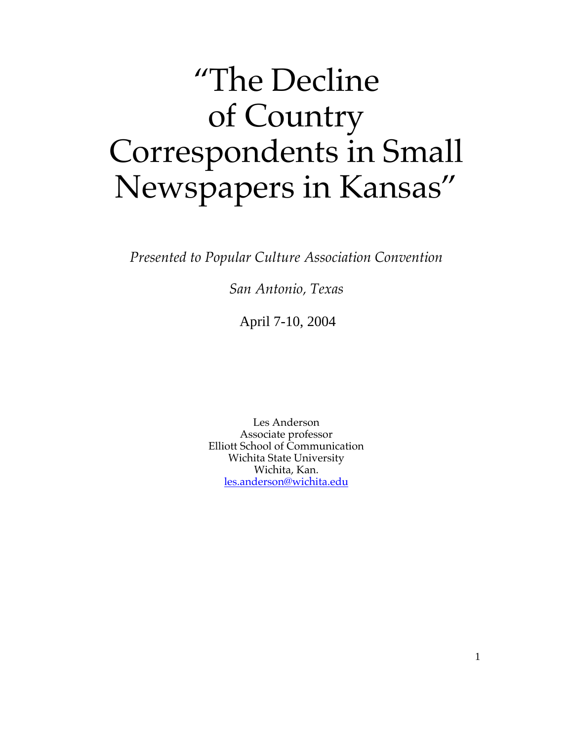# "The Decline of Country Correspondents in Small Newspapers in Kansas"

*Presented to Popular Culture Association Convention*

*San Antonio, Texas*

April 7-10, 2004

Les Anderson
Associate professor
Elliott School of Communication
Wichita State University
Wichita, Kan.
les.anderson@wichita.edu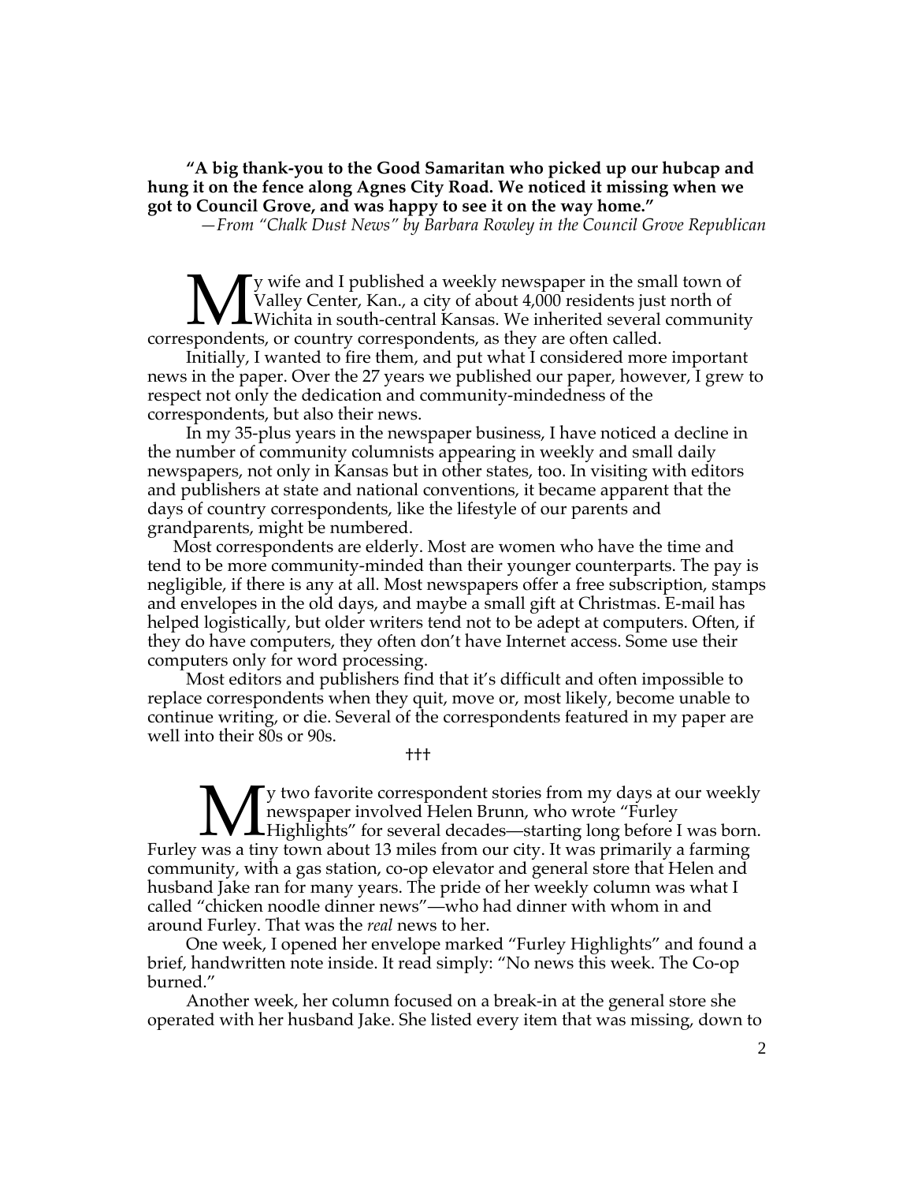**"A big thank-you to the Good Samaritan who picked up our hubcap and hung it on the fence along Agnes City Road. We noticed it missing when we got to Council Grove, and was happy to see it on the way home."**

*—From "Chalk Dust News" by Barbara Rowley in the Council Grove Republican*

My wife and I published a weekly newspaper in the small town of Valley Center, Kan., a city of about 4,000 residents just north of Wichita in south-central Kansas. We inherited several community correspondents, or country correspondents, as they are often called.

Initially, I wanted to fire them, and put what I considered more important news in the paper. Over the 27 years we published our paper, however, I grew to respect not only the dedication and community-mindedness of the correspondents, but also their news.

In my 35-plus years in the newspaper business, I have noticed a decline in the number of community columnists appearing in weekly and small daily newspapers, not only in Kansas but in other states, too. In visiting with editors and publishers at state and national conventions, it became apparent that the days of country correspondents, like the lifestyle of our parents and grandparents, might be numbered.

Most correspondents are elderly. Most are women who have the time and tend to be more community-minded than their younger counterparts. The pay is negligible, if there is any at all. Most newspapers offer a free subscription, stamps and envelopes in the old days, and maybe a small gift at Christmas. E-mail has helped logistically, but older writers tend not to be adept at computers. Often, if they do have computers, they often don't have Internet access. Some use their computers only for word processing.

Most editors and publishers find that it's difficult and often impossible to replace correspondents when they quit, move or, most likely, become unable to continue writing, or die. Several of the correspondents featured in my paper are well into their 80s or 90s.

†††

My two favorite correspondent stories from my days at our weekly newspaper involved Helen Brunn, who wrote "Furley Highlights" for several decades—starting long before I was born. Furley was a tiny town about 13 miles from our city. It was primarily a farming community, with a gas station, co-op elevator and general store that Helen and husband Jake ran for many years. The pride of her weekly column was what I called "chicken noodle dinner news"—who had dinner with whom in and around Furley. That was the *real* news to her.

One week, I opened her envelope marked "Furley Highlights" and found a brief, handwritten note inside. It read simply: "No news this week. The Co-op burned."

Another week, her column focused on a break-in at the general store she operated with her husband Jake. She listed every item that was missing, down to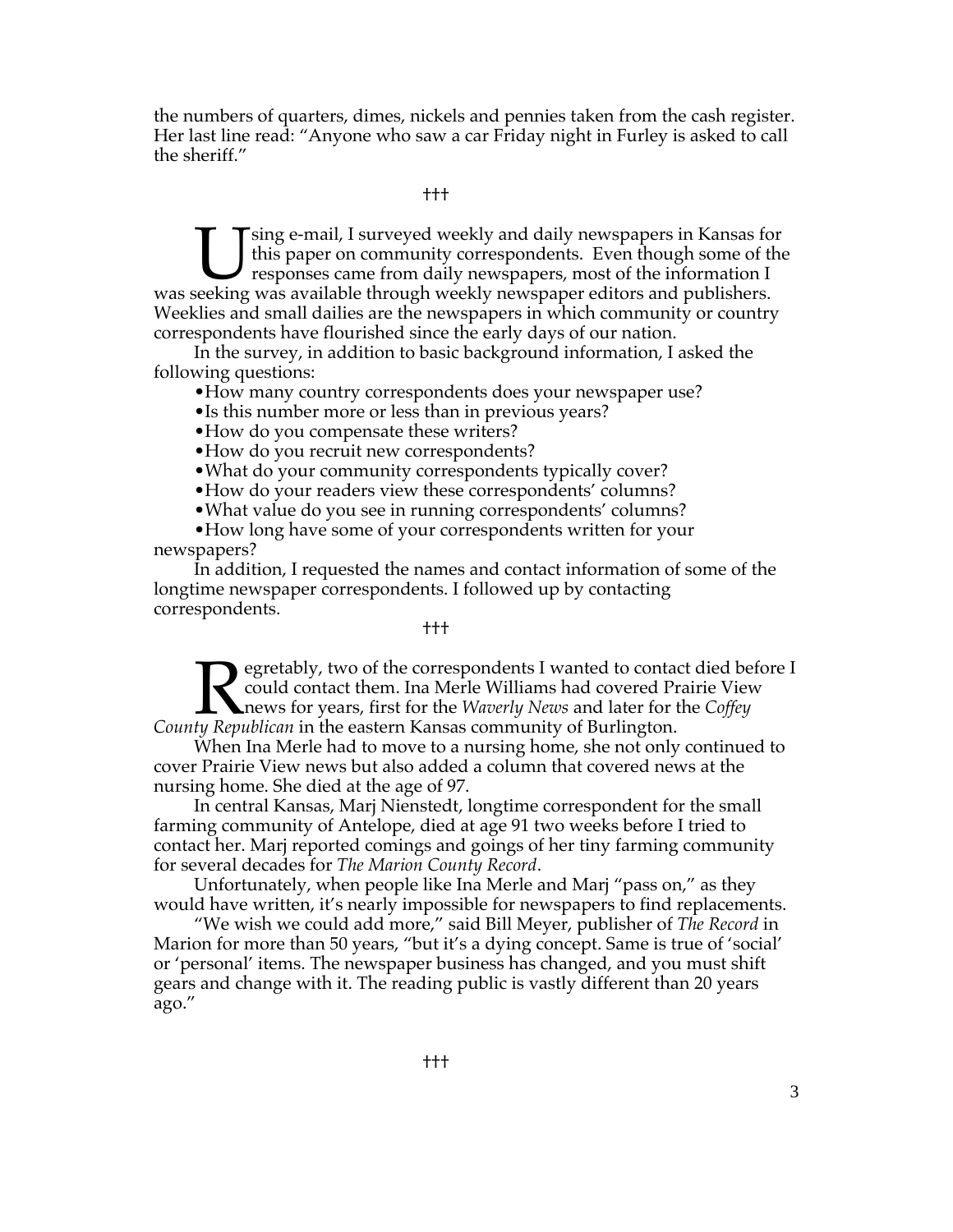the numbers of quarters, dimes, nickels and pennies taken from the cash register. Her last line read: "Anyone who saw a car Friday night in Furley is asked to call the sheriff."

†††

Using e-mail, I surveyed weekly and daily newspapers in Kansas for this paper on community correspondents. Even though some of the responses came from daily newspapers, most of the information I was seeking was available through weekly newspaper editors and publishers. Weeklies and small dailies are the newspapers in which community or country correspondents have flourished since the early days of our nation.

In the survey, in addition to basic background information, I asked the following questions:

- How many country correspondents does your newspaper use?
- Is this number more or less than in previous years?
- How do you compensate these writers?
- How do you recruit new correspondents?
- What do your community correspondents typically cover?
- How do your readers view these correspondents' columns?
- What value do you see in running correspondents' columns?
- How long have some of your correspondents written for your newspapers?

In addition, I requested the names and contact information of some of the longtime newspaper correspondents. I followed up by contacting correspondents.

†††

Regretably, two of the correspondents I wanted to contact died before I could contact them. Ina Merle Williams had covered Prairie View news for years, first for the *Waverly News* and later for the *Coffey County Republican* in the eastern Kansas community of Burlington.

When Ina Merle had to move to a nursing home, she not only continued to cover Prairie View news but also added a column that covered news at the nursing home. She died at the age of 97.

In central Kansas, Marj Nienstedt, longtime correspondent for the small farming community of Antelope, died at age 91 two weeks before I tried to contact her. Marj reported comings and goings of her tiny farming community for several decades for *The Marion County Record*.

Unfortunately, when people like Ina Merle and Marj "pass on," as they would have written, it's nearly impossible for newspapers to find replacements.

"We wish we could add more," said Bill Meyer, publisher of *The Record* in Marion for more than 50 years, "but it's a dying concept. Same is true of 'social' or 'personal' items. The newspaper business has changed, and you must shift gears and change with it. The reading public is vastly different than 20 years ago."

†††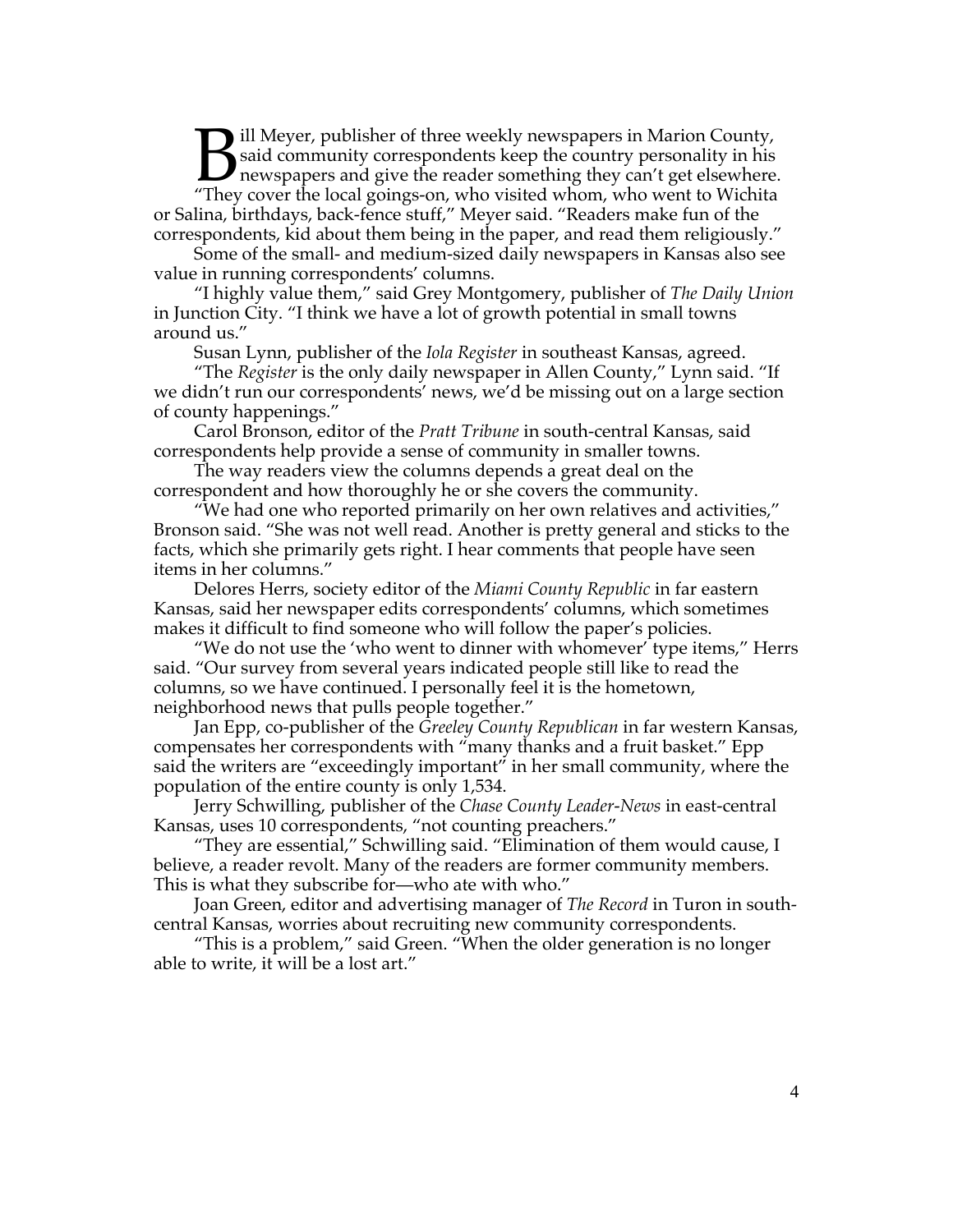Bill Meyer, publisher of three weekly newspapers in Marion County, said community correspondents keep the country personality in his newspapers and give the reader something they can't get elsewhere.

"They cover the local goings-on, who visited whom, who went to Wichita or Salina, birthdays, back-fence stuff," Meyer said. "Readers make fun of the correspondents, kid about them being in the paper, and read them religiously."

Some of the small- and medium-sized daily newspapers in Kansas also see value in running correspondents' columns.

"I highly value them," said Grey Montgomery, publisher of *The Daily Union* in Junction City. "I think we have a lot of growth potential in small towns around us."

Susan Lynn, publisher of the *Iola Register* in southeast Kansas, agreed.

"The *Register* is the only daily newspaper in Allen County," Lynn said. "If we didn't run our correspondents' news, we'd be missing out on a large section of county happenings."

Carol Bronson, editor of the *Pratt Tribune* in south-central Kansas, said correspondents help provide a sense of community in smaller towns.

The way readers view the columns depends a great deal on the correspondent and how thoroughly he or she covers the community.

"We had one who reported primarily on her own relatives and activities," Bronson said. "She was not well read. Another is pretty general and sticks to the facts, which she primarily gets right. I hear comments that people have seen items in her columns."

Delores Herrs, society editor of the *Miami County Republic* in far eastern Kansas, said her newspaper edits correspondents' columns, which sometimes makes it difficult to find someone who will follow the paper's policies.

"We do not use the 'who went to dinner with whomever' type items," Herrs said. "Our survey from several years indicated people still like to read the columns, so we have continued. I personally feel it is the hometown, neighborhood news that pulls people together."

Jan Epp, co-publisher of the *Greeley County Republican* in far western Kansas, compensates her correspondents with "many thanks and a fruit basket." Epp said the writers are "exceedingly important" in her small community, where the population of the entire county is only 1,534.

Jerry Schwilling, publisher of the *Chase County Leader-News* in east-central Kansas, uses 10 correspondents, "not counting preachers."

"They are essential," Schwilling said. "Elimination of them would cause, I believe, a reader revolt. Many of the readers are former community members. This is what they subscribe for—who ate with who."

Joan Green, editor and advertising manager of *The Record* in Turon in south-central Kansas, worries about recruiting new community correspondents.

"This is a problem," said Green. "When the older generation is no longer able to write, it will be a lost art."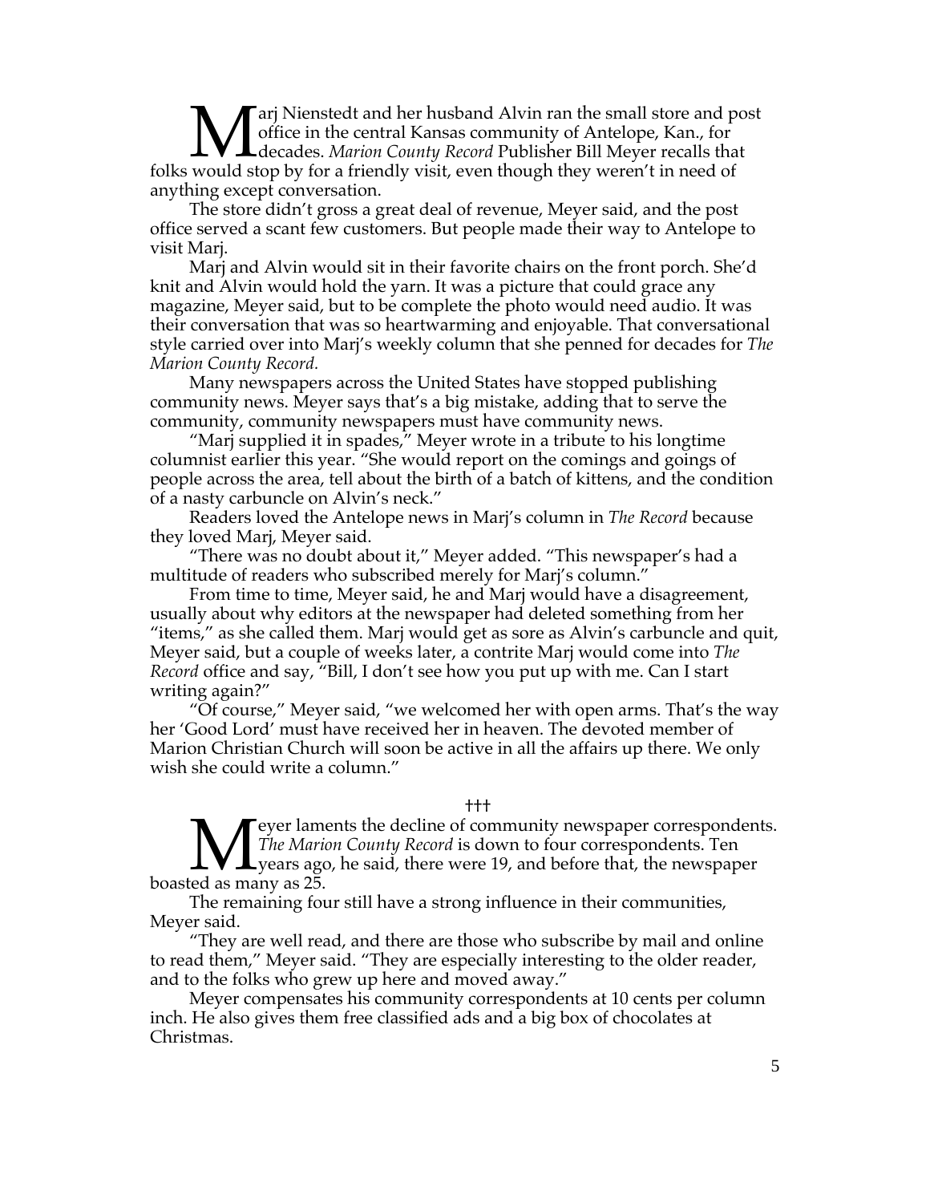Marj Nienstedt and her husband Alvin ran the small store and post office in the central Kansas community of Antelope, Kan., for decades. *Marion County Record* Publisher Bill Meyer recalls that folks would stop by for a friendly visit, even though they weren't in need of anything except conversation.

The store didn't gross a great deal of revenue, Meyer said, and the post office served a scant few customers. But people made their way to Antelope to visit Marj.

Marj and Alvin would sit in their favorite chairs on the front porch. She'd knit and Alvin would hold the yarn. It was a picture that could grace any magazine, Meyer said, but to be complete the photo would need audio. It was their conversation that was so heartwarming and enjoyable. That conversational style carried over into Marj's weekly column that she penned for decades for *The Marion County Record.*

Many newspapers across the United States have stopped publishing community news. Meyer says that's a big mistake, adding that to serve the community, community newspapers must have community news.

"Marj supplied it in spades," Meyer wrote in a tribute to his longtime columnist earlier this year. "She would report on the comings and goings of people across the area, tell about the birth of a batch of kittens, and the condition of a nasty carbuncle on Alvin's neck."

Readers loved the Antelope news in Marj's column in *The Record* because they loved Marj, Meyer said.

"There was no doubt about it," Meyer added. "This newspaper's had a multitude of readers who subscribed merely for Marj's column."

From time to time, Meyer said, he and Marj would have a disagreement, usually about why editors at the newspaper had deleted something from her "items," as she called them. Marj would get as sore as Alvin's carbuncle and quit, Meyer said, but a couple of weeks later, a contrite Marj would come into *The Record* office and say, "Bill, I don't see how you put up with me. Can I start writing again?"

"Of course," Meyer said, "we welcomed her with open arms. That's the way her 'Good Lord' must have received her in heaven. The devoted member of Marion Christian Church will soon be active in all the affairs up there. We only wish she could write a column."

†††

Meyer laments the decline of community newspaper correspondents. *The Marion County Record* is down to four correspondents. Ten years ago, he said, there were 19, and before that, the newspaper boasted as many as 25.

The remaining four still have a strong influence in their communities, Meyer said.

"They are well read, and there are those who subscribe by mail and online to read them," Meyer said. "They are especially interesting to the older reader, and to the folks who grew up here and moved away."

Meyer compensates his community correspondents at 10 cents per column inch. He also gives them free classified ads and a big box of chocolates at Christmas.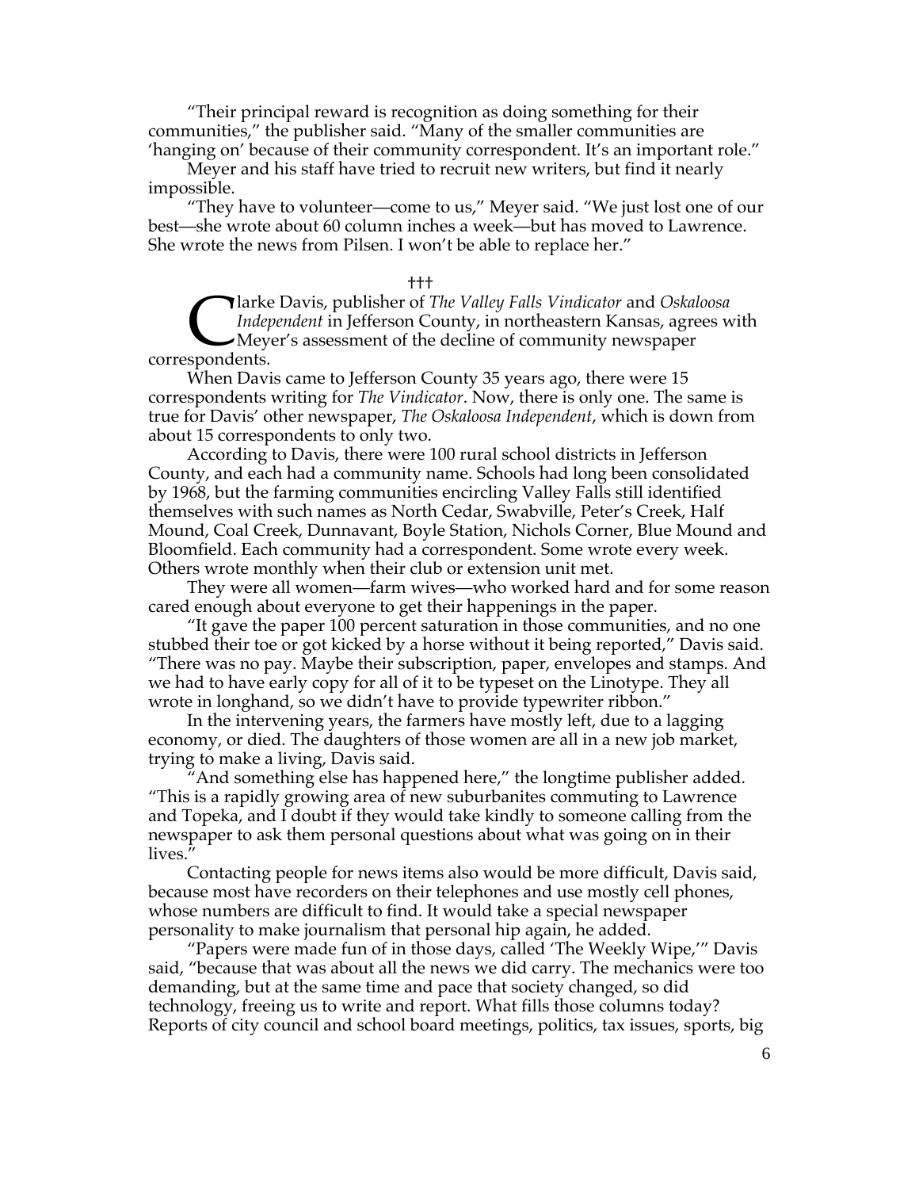"Their principal reward is recognition as doing something for their communities," the publisher said. "Many of the smaller communities are 'hanging on' because of their community correspondent. It's an important role."

Meyer and his staff have tried to recruit new writers, but find it nearly impossible.

"They have to volunteer—come to us," Meyer said. "We just lost one of our best—she wrote about 60 column inches a week—but has moved to Lawrence. She wrote the news from Pilsen. I won't be able to replace her."

†††

Clarke Davis, publisher of *The Valley Falls Vindicator* and *Oskaloosa Independent* in Jefferson County, in northeastern Kansas, agrees with Meyer's assessment of the decline of community newspaper correspondents.

When Davis came to Jefferson County 35 years ago, there were 15 correspondents writing for *The Vindicator*. Now, there is only one. The same is true for Davis' other newspaper, *The Oskaloosa Independent*, which is down from about 15 correspondents to only two.

According to Davis, there were 100 rural school districts in Jefferson County, and each had a community name. Schools had long been consolidated by 1968, but the farming communities encircling Valley Falls still identified themselves with such names as North Cedar, Swabville, Peter's Creek, Half Mound, Coal Creek, Dunnavant, Boyle Station, Nichols Corner, Blue Mound and Bloomfield. Each community had a correspondent. Some wrote every week. Others wrote monthly when their club or extension unit met.

They were all women—farm wives—who worked hard and for some reason cared enough about everyone to get their happenings in the paper.

"It gave the paper 100 percent saturation in those communities, and no one stubbed their toe or got kicked by a horse without it being reported," Davis said. "There was no pay. Maybe their subscription, paper, envelopes and stamps. And we had to have early copy for all of it to be typeset on the Linotype. They all wrote in longhand, so we didn't have to provide typewriter ribbon."

In the intervening years, the farmers have mostly left, due to a lagging economy, or died. The daughters of those women are all in a new job market, trying to make a living, Davis said.

"And something else has happened here," the longtime publisher added. "This is a rapidly growing area of new suburbanites commuting to Lawrence and Topeka, and I doubt if they would take kindly to someone calling from the newspaper to ask them personal questions about what was going on in their lives."

Contacting people for news items also would be more difficult, Davis said, because most have recorders on their telephones and use mostly cell phones, whose numbers are difficult to find. It would take a special newspaper personality to make journalism that personal hip again, he added.

"Papers were made fun of in those days, called 'The Weekly Wipe,'" Davis said, "because that was about all the news we did carry. The mechanics were too demanding, but at the same time and pace that society changed, so did technology, freeing us to write and report. What fills those columns today? Reports of city council and school board meetings, politics, tax issues, sports, big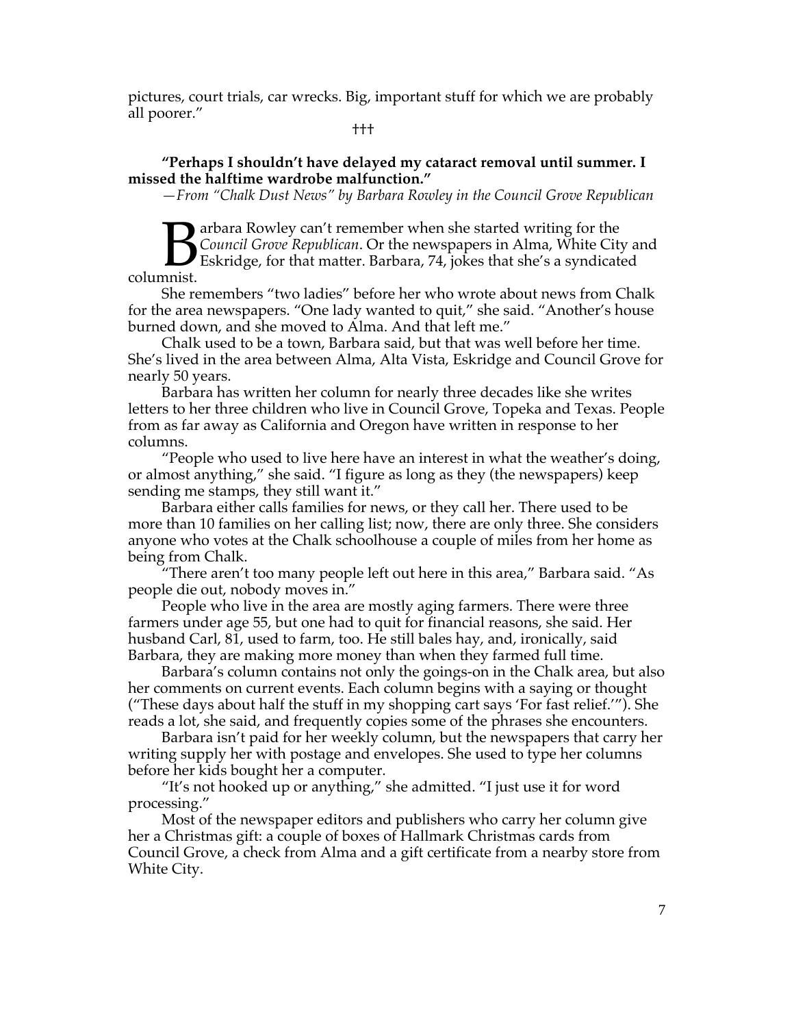pictures, court trials, car wrecks. Big, important stuff for which we are probably all poorer."

†††

**"Perhaps I shouldn't have delayed my cataract removal until summer. I missed the halftime wardrobe malfunction."**

*—From "Chalk Dust News" by Barbara Rowley in the Council Grove Republican*

Barbara Rowley can't remember when she started writing for the *Council Grove Republican*. Or the newspapers in Alma, White City and Eskridge, for that matter. Barbara, 74, jokes that she's a syndicated columnist.

She remembers "two ladies" before her who wrote about news from Chalk for the area newspapers. "One lady wanted to quit," she said. "Another's house burned down, and she moved to Alma. And that left me."

Chalk used to be a town, Barbara said, but that was well before her time. She's lived in the area between Alma, Alta Vista, Eskridge and Council Grove for nearly 50 years.

Barbara has written her column for nearly three decades like she writes letters to her three children who live in Council Grove, Topeka and Texas. People from as far away as California and Oregon have written in response to her columns.

"People who used to live here have an interest in what the weather's doing, or almost anything," she said. "I figure as long as they (the newspapers) keep sending me stamps, they still want it."

Barbara either calls families for news, or they call her. There used to be more than 10 families on her calling list; now, there are only three. She considers anyone who votes at the Chalk schoolhouse a couple of miles from her home as being from Chalk.

"There aren't too many people left out here in this area," Barbara said. "As people die out, nobody moves in."

People who live in the area are mostly aging farmers. There were three farmers under age 55, but one had to quit for financial reasons, she said. Her husband Carl, 81, used to farm, too. He still bales hay, and, ironically, said Barbara, they are making more money than when they farmed full time.

Barbara's column contains not only the goings-on in the Chalk area, but also her comments on current events. Each column begins with a saying or thought ("These days about half the stuff in my shopping cart says 'For fast relief.'"). She reads a lot, she said, and frequently copies some of the phrases she encounters.

Barbara isn't paid for her weekly column, but the newspapers that carry her writing supply her with postage and envelopes. She used to type her columns before her kids bought her a computer.

"It's not hooked up or anything," she admitted. "I just use it for word processing."

Most of the newspaper editors and publishers who carry her column give her a Christmas gift: a couple of boxes of Hallmark Christmas cards from Council Grove, a check from Alma and a gift certificate from a nearby store from White City.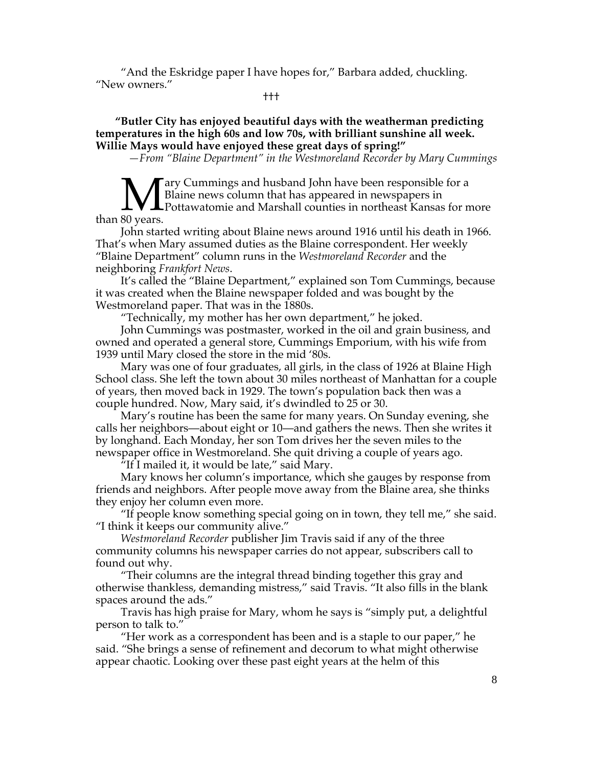"And the Eskridge paper I have hopes for," Barbara added, chuckling. "New owners."

†††

**"Butler City has enjoyed beautiful days with the weatherman predicting temperatures in the high 60s and low 70s, with brilliant sunshine all week. Willie Mays would have enjoyed these great days of spring!"**

*—From "Blaine Department" in the Westmoreland Recorder by Mary Cummings*

Mary Cummings and husband John have been responsible for a Blaine news column that has appeared in newspapers in Pottawatomie and Marshall counties in northeast Kansas for more than 80 years.

John started writing about Blaine news around 1916 until his death in 1966. That's when Mary assumed duties as the Blaine correspondent. Her weekly "Blaine Department" column runs in the *Westmoreland Recorder* and the neighboring *Frankfort News*.

It's called the "Blaine Department," explained son Tom Cummings, because it was created when the Blaine newspaper folded and was bought by the Westmoreland paper. That was in the 1880s.

"Technically, my mother has her own department," he joked.

John Cummings was postmaster, worked in the oil and grain business, and owned and operated a general store, Cummings Emporium, with his wife from 1939 until Mary closed the store in the mid '80s.

Mary was one of four graduates, all girls, in the class of 1926 at Blaine High School class. She left the town about 30 miles northeast of Manhattan for a couple of years, then moved back in 1929. The town's population back then was a couple hundred. Now, Mary said, it's dwindled to 25 or 30.

Mary's routine has been the same for many years. On Sunday evening, she calls her neighbors—about eight or 10—and gathers the news. Then she writes it by longhand. Each Monday, her son Tom drives her the seven miles to the newspaper office in Westmoreland. She quit driving a couple of years ago.

"If I mailed it, it would be late," said Mary.

Mary knows her column's importance, which she gauges by response from friends and neighbors. After people move away from the Blaine area, she thinks they enjoy her column even more.

"If people know something special going on in town, they tell me," she said. "I think it keeps our community alive."

*Westmoreland Recorder* publisher Jim Travis said if any of the three community columns his newspaper carries do not appear, subscribers call to found out why.

"Their columns are the integral thread binding together this gray and otherwise thankless, demanding mistress," said Travis. "It also fills in the blank spaces around the ads."

Travis has high praise for Mary, whom he says is "simply put, a delightful person to talk to."

"Her work as a correspondent has been and is a staple to our paper," he said. "She brings a sense of refinement and decorum to what might otherwise appear chaotic. Looking over these past eight years at the helm of this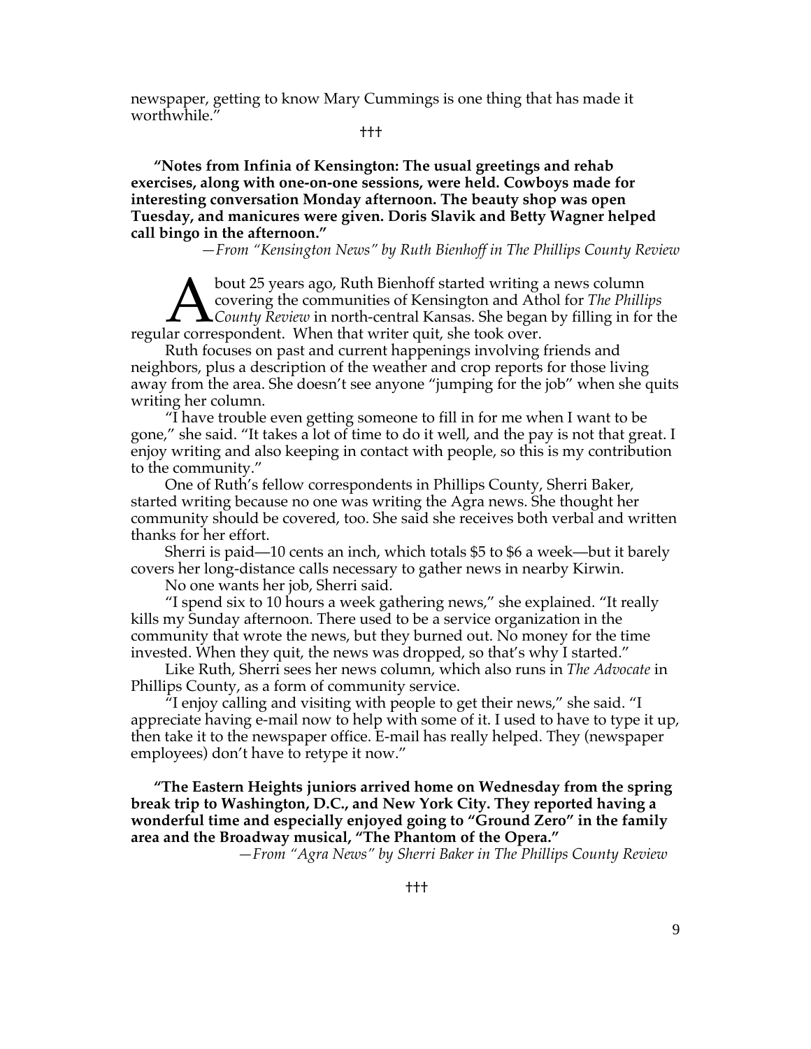newspaper, getting to know Mary Cummings is one thing that has made it worthwhile."

†††

**"Notes from Infinia of Kensington: The usual greetings and rehab exercises, along with one-on-one sessions, were held. Cowboys made for interesting conversation Monday afternoon. The beauty shop was open Tuesday, and manicures were given. Doris Slavik and Betty Wagner helped call bingo in the afternoon."**

*—From "Kensington News" by Ruth Bienhoff in The Phillips County Review*

About 25 years ago, Ruth Bienhoff started writing a news column covering the communities of Kensington and Athol for *The Phillips County Review* in north-central Kansas. She began by filling in for the regular correspondent. When that writer quit, she took over.

Ruth focuses on past and current happenings involving friends and neighbors, plus a description of the weather and crop reports for those living away from the area. She doesn't see anyone "jumping for the job" when she quits writing her column.

"I have trouble even getting someone to fill in for me when I want to be gone," she said. "It takes a lot of time to do it well, and the pay is not that great. I enjoy writing and also keeping in contact with people, so this is my contribution to the community."

One of Ruth's fellow correspondents in Phillips County, Sherri Baker, started writing because no one was writing the Agra news. She thought her community should be covered, too. She said she receives both verbal and written thanks for her effort.

Sherri is paid—10 cents an inch, which totals $5 to $6 a week—but it barely covers her long-distance calls necessary to gather news in nearby Kirwin.

No one wants her job, Sherri said.

"I spend six to 10 hours a week gathering news," she explained. "It really kills my Sunday afternoon. There used to be a service organization in the community that wrote the news, but they burned out. No money for the time invested. When they quit, the news was dropped, so that's why I started."

Like Ruth, Sherri sees her news column, which also runs in *The Advocate* in Phillips County, as a form of community service.

"I enjoy calling and visiting with people to get their news," she said. "I appreciate having e-mail now to help with some of it. I used to have to type it up, then take it to the newspaper office. E-mail has really helped. They (newspaper employees) don't have to retype it now."

**"The Eastern Heights juniors arrived home on Wednesday from the spring break trip to Washington, D.C., and New York City. They reported having a wonderful time and especially enjoyed going to "Ground Zero" in the family area and the Broadway musical, "The Phantom of the Opera."**

*—From "Agra News" by Sherri Baker in The Phillips County Review*

†††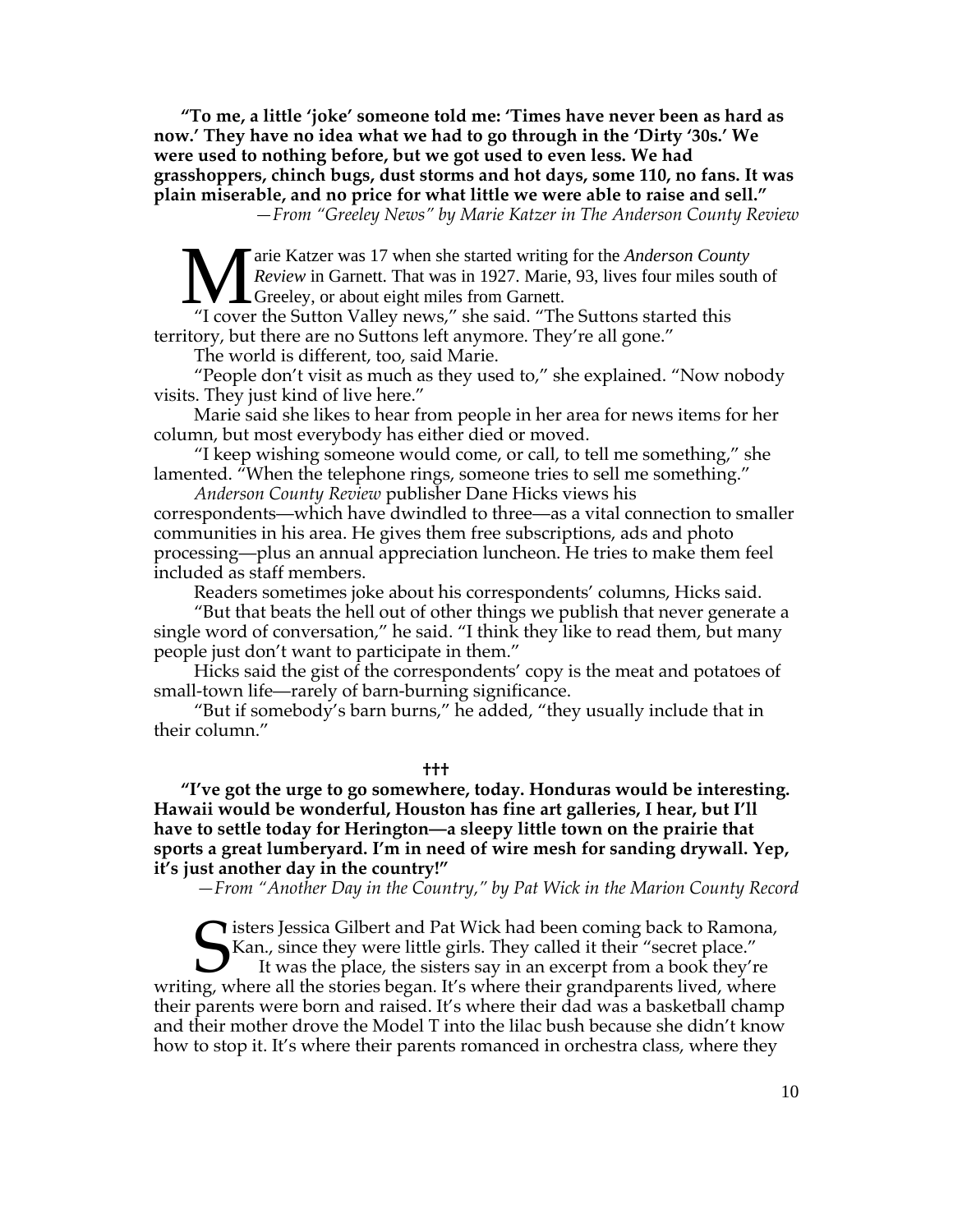**"To me, a little 'joke' someone told me: 'Times have never been as hard as now.' They have no idea what we had to go through in the 'Dirty '30s.' We were used to nothing before, but we got used to even less. We had grasshoppers, chinch bugs, dust storms and hot days, some 110, no fans. It was plain miserable, and no price for what little we were able to raise and sell."**

*—From "Greeley News" by Marie Katzer in The Anderson County Review*

Marie Katzer was 17 when she started writing for the *Anderson County Review* in Garnett. That was in 1927. Marie, 93, lives four miles south of Greeley, or about eight miles from Garnett.

"I cover the Sutton Valley news," she said. "The Suttons started this territory, but there are no Suttons left anymore. They're all gone."

The world is different, too, said Marie.

"People don't visit as much as they used to," she explained. "Now nobody visits. They just kind of live here."

Marie said she likes to hear from people in her area for news items for her column, but most everybody has either died or moved.

"I keep wishing someone would come, or call, to tell me something," she lamented. "When the telephone rings, someone tries to sell me something."

*Anderson County Review* publisher Dane Hicks views his correspondents—which have dwindled to three—as a vital connection to smaller communities in his area. He gives them free subscriptions, ads and photo processing—plus an annual appreciation luncheon. He tries to make them feel included as staff members.

Readers sometimes joke about his correspondents' columns, Hicks said.

"But that beats the hell out of other things we publish that never generate a single word of conversation," he said. "I think they like to read them, but many people just don't want to participate in them."

Hicks said the gist of the correspondents' copy is the meat and potatoes of small-town life—rarely of barn-burning significance.

"But if somebody's barn burns," he added, "they usually include that in their column."

†††

**"I've got the urge to go somewhere, today. Honduras would be interesting. Hawaii would be wonderful, Houston has fine art galleries, I hear, but I'll have to settle today for Herington—a sleepy little town on the prairie that sports a great lumberyard. I'm in need of wire mesh for sanding drywall. Yep, it's just another day in the country!"**

*—From "Another Day in the Country," by Pat Wick in the Marion County Record*

Sisters Jessica Gilbert and Pat Wick had been coming back to Ramona, Kan., since they were little girls. They called it their "secret place."

It was the place, the sisters say in an excerpt from a book they're writing, where all the stories began. It's where their grandparents lived, where their parents were born and raised. It's where their dad was a basketball champ and their mother drove the Model T into the lilac bush because she didn't know how to stop it. It's where their parents romanced in orchestra class, where they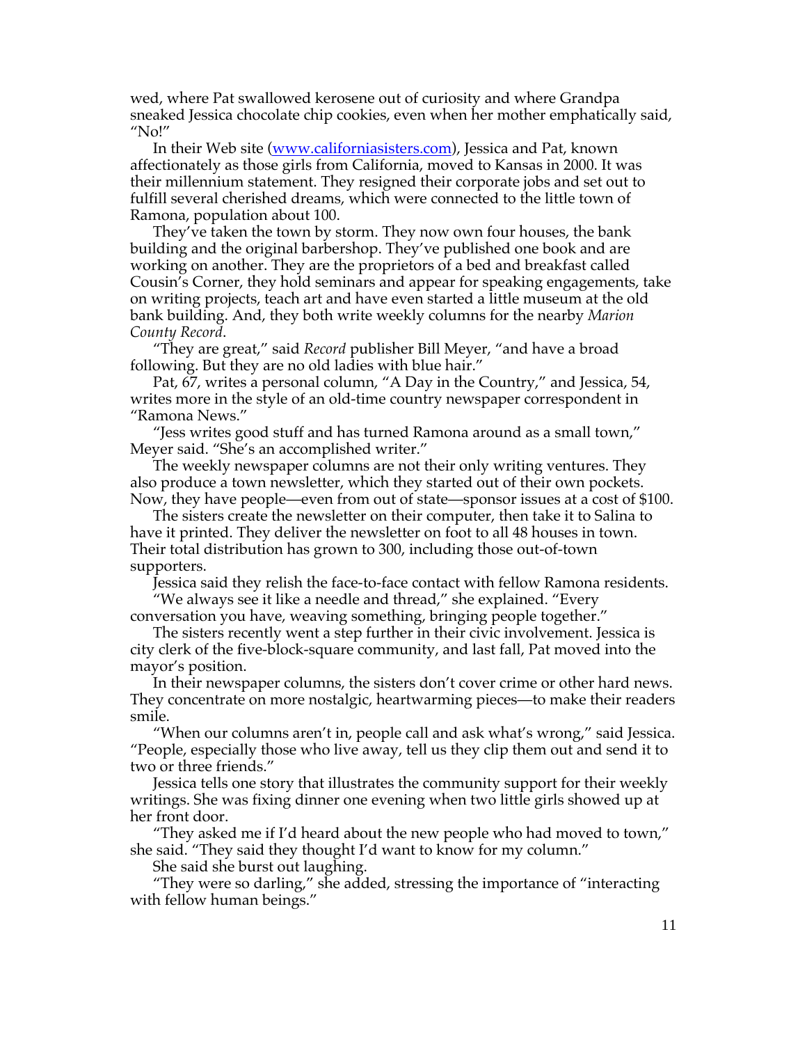wed, where Pat swallowed kerosene out of curiosity and where Grandpa sneaked Jessica chocolate chip cookies, even when her mother emphatically said, "No!"

In their Web site ([www.californiasisters.com](http://www.californiasisters.com)), Jessica and Pat, known affectionately as those girls from California, moved to Kansas in 2000. It was their millennium statement. They resigned their corporate jobs and set out to fulfill several cherished dreams, which were connected to the little town of Ramona, population about 100.

They've taken the town by storm. They now own four houses, the bank building and the original barbershop. They've published one book and are working on another. They are the proprietors of a bed and breakfast called Cousin's Corner, they hold seminars and appear for speaking engagements, take on writing projects, teach art and have even started a little museum at the old bank building. And, they both write weekly columns for the nearby *Marion County Record*.

"They are great," said *Record* publisher Bill Meyer, "and have a broad following. But they are no old ladies with blue hair."

Pat, 67, writes a personal column, "A Day in the Country," and Jessica, 54, writes more in the style of an old-time country newspaper correspondent in "Ramona News."

"Jess writes good stuff and has turned Ramona around as a small town," Meyer said. "She's an accomplished writer."

The weekly newspaper columns are not their only writing ventures. They also produce a town newsletter, which they started out of their own pockets. Now, they have people—even from out of state—sponsor issues at a cost of $100.

The sisters create the newsletter on their computer, then take it to Salina to have it printed. They deliver the newsletter on foot to all 48 houses in town. Their total distribution has grown to 300, including those out-of-town supporters.

Jessica said they relish the face-to-face contact with fellow Ramona residents.

"We always see it like a needle and thread," she explained. "Every conversation you have, weaving something, bringing people together."

The sisters recently went a step further in their civic involvement. Jessica is city clerk of the five-block-square community, and last fall, Pat moved into the mayor's position.

In their newspaper columns, the sisters don't cover crime or other hard news. They concentrate on more nostalgic, heartwarming pieces—to make their readers smile.

"When our columns aren't in, people call and ask what's wrong," said Jessica. "People, especially those who live away, tell us they clip them out and send it to two or three friends."

Jessica tells one story that illustrates the community support for their weekly writings. She was fixing dinner one evening when two little girls showed up at her front door.

"They asked me if I'd heard about the new people who had moved to town," she said. "They said they thought I'd want to know for my column."

She said she burst out laughing.

"They were so darling," she added, stressing the importance of "interacting with fellow human beings."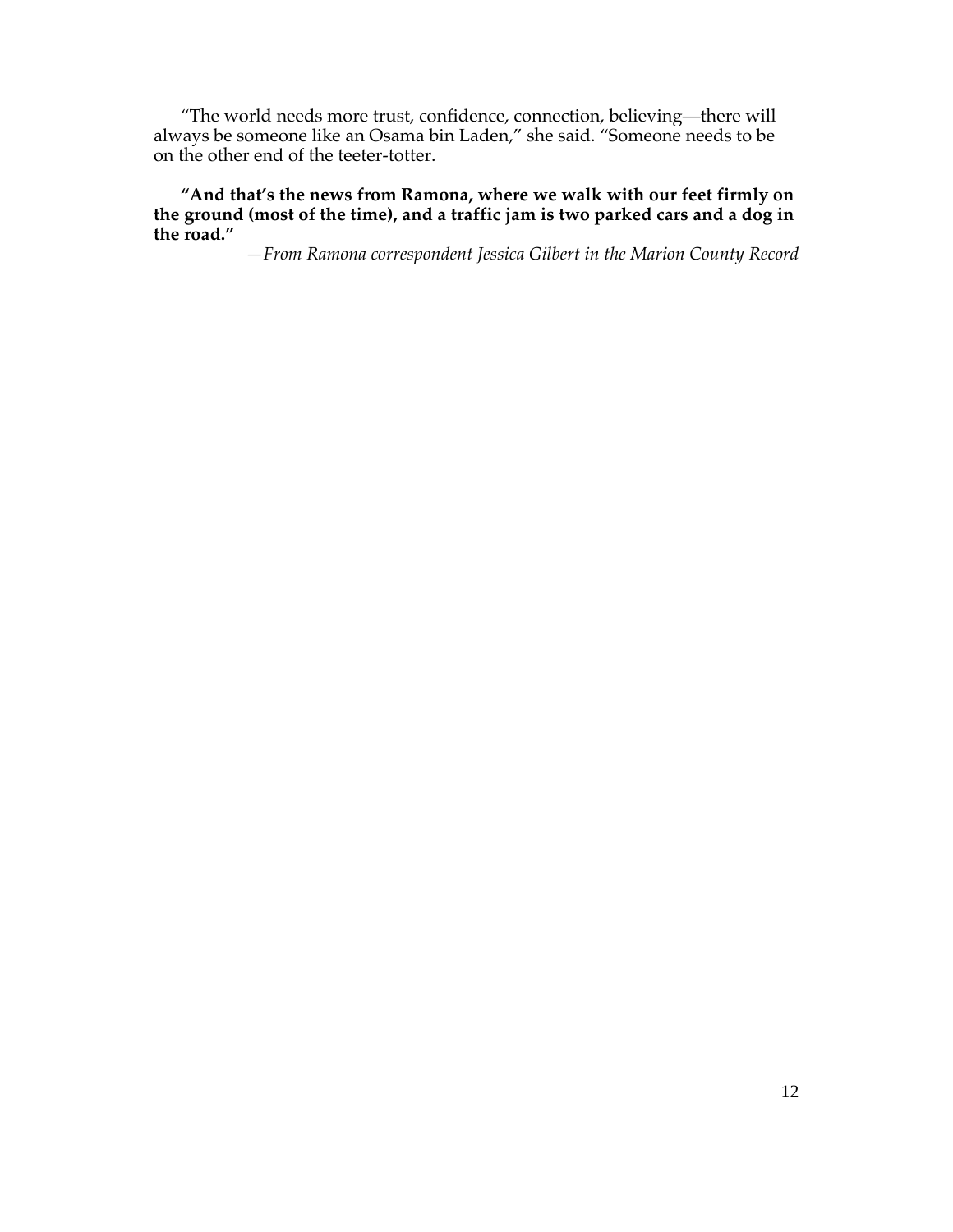"The world needs more trust, confidence, connection, believing—there will always be someone like an Osama bin Laden," she said. "Someone needs to be on the other end of the teeter-totter.

**"And that's the news from Ramona, where we walk with our feet firmly on the ground (most of the time), and a traffic jam is two parked cars and a dog in the road."**

*—From Ramona correspondent Jessica Gilbert in the Marion County Record*